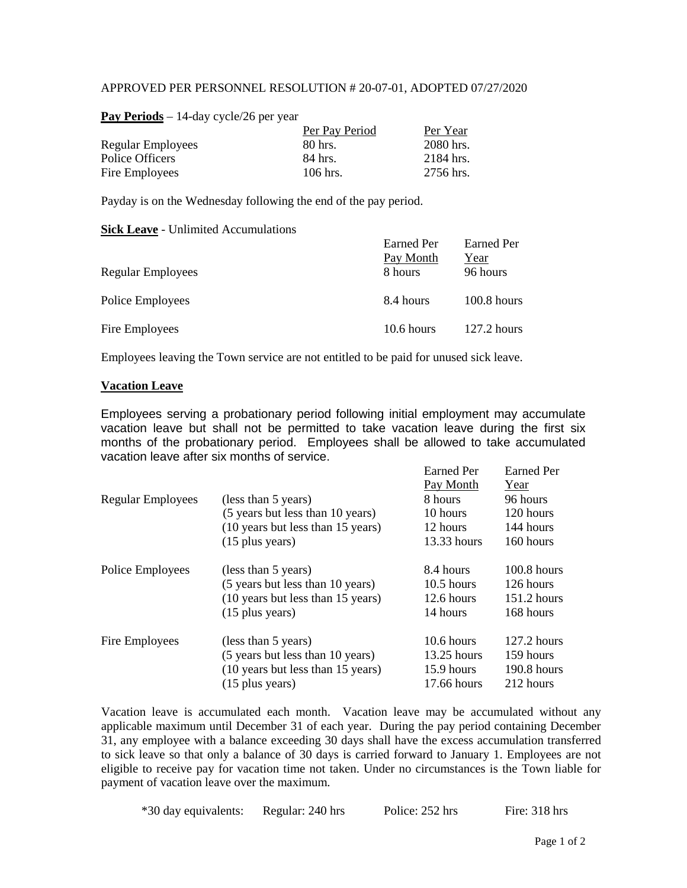APPROVED PER PERSONNEL RESOLUTION # 20-07-01, ADOPTED 07/27/2020

**Pay Periods** – 14-day cycle/26 per year

| | Per Pay Period | Per Year |
|---|---|---|
| Regular Employees | 80 hrs. | 2080 hrs. |
| Police Officers | 84 hrs. | 2184 hrs. |
| Fire Employees | 106 hrs. | 2756 hrs. |

Payday is on the Wednesday following the end of the pay period.

**Sick Leave** - Unlimited Accumulations

| | Earned Per Pay Month | Earned Per Year |
|---|---|---|
| Regular Employees | 8 hours | 96 hours |
| Police Employees | 8.4 hours | 100.8 hours |
| Fire Employees | 10.6 hours | 127.2 hours |

Employees leaving the Town service are not entitled to be paid for unused sick leave.

**Vacation Leave**

Employees serving a probationary period following initial employment may accumulate vacation leave but shall not be permitted to take vacation leave during the first six months of the probationary period. Employees shall be allowed to take accumulated vacation leave after six months of service.

| | | Earned Per Pay Month | Earned Per Year |
|---|---|---|---|
| Regular Employees | (less than 5 years) | 8 hours | 96 hours |
| | (5 years but less than 10 years) | 10 hours | 120 hours |
| | (10 years but less than 15 years) | 12 hours | 144 hours |
| | (15 plus years) | 13.33 hours | 160 hours |
| Police Employees | (less than 5 years) | 8.4 hours | 100.8 hours |
| | (5 years but less than 10 years) | 10.5 hours | 126 hours |
| | (10 years but less than 15 years) | 12.6 hours | 151.2 hours |
| | (15 plus years) | 14 hours | 168 hours |
| Fire Employees | (less than 5 years) | 10.6 hours | 127.2 hours |
| | (5 years but less than 10 years) | 13.25 hours | 159 hours |
| | (10 years but less than 15 years) | 15.9 hours | 190.8 hours |
| | (15 plus years) | 17.66 hours | 212 hours |

Vacation leave is accumulated each month. Vacation leave may be accumulated without any applicable maximum until December 31 of each year. During the pay period containing December 31, any employee with a balance exceeding 30 days shall have the excess accumulation transferred to sick leave so that only a balance of 30 days is carried forward to January 1. Employees are not eligible to receive pay for vacation time not taken. Under no circumstances is the Town liable for payment of vacation leave over the maximum.

*30 day equivalents: Regular: 240 hrs Police: 252 hrs Fire: 318 hrs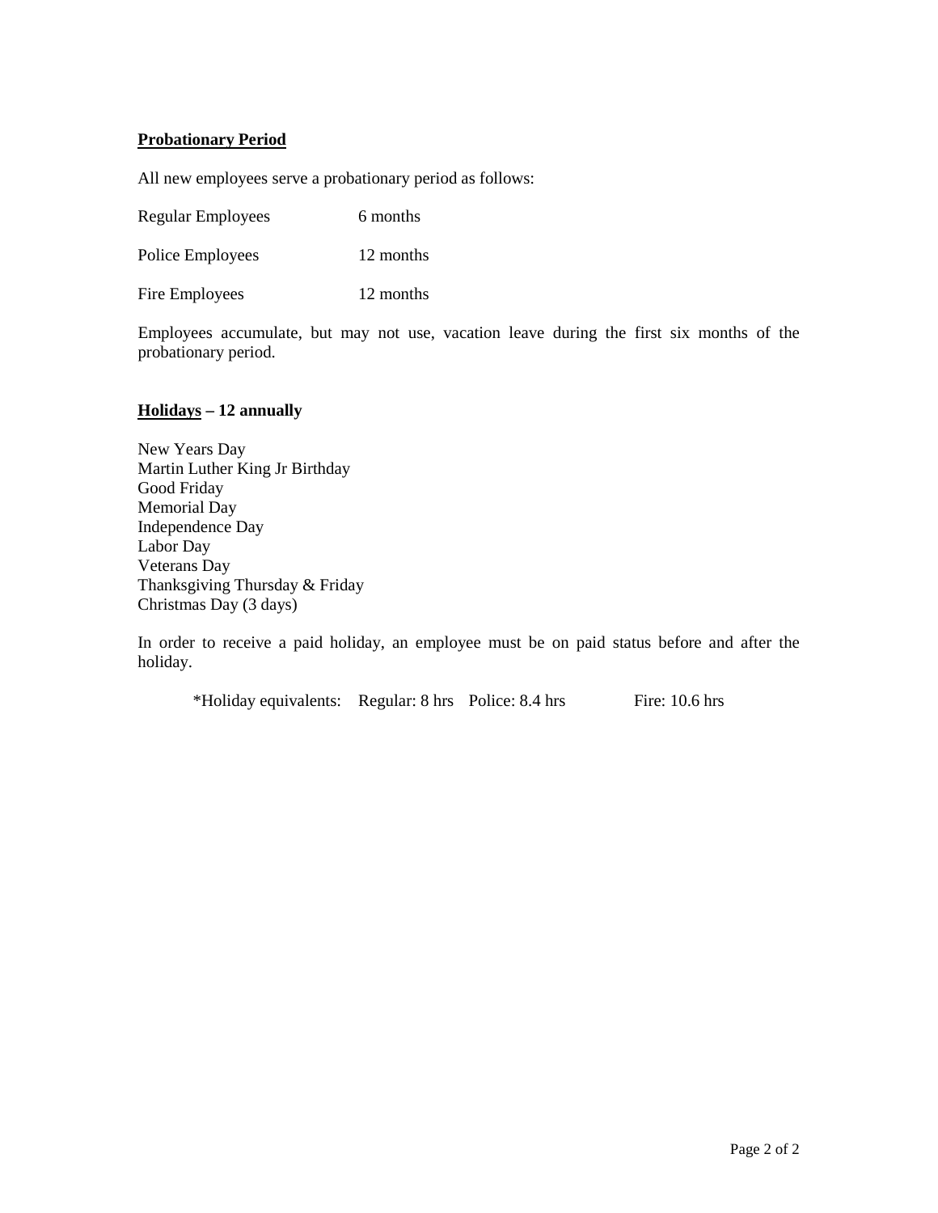**Probationary Period**

All new employees serve a probationary period as follows:

| | |
|---|---|
| Regular Employees | 6 months |
| Police Employees | 12 months |
| Fire Employees | 12 months |

Employees accumulate, but may not use, vacation leave during the first six months of the probationary period.

**Holidays – 12 annually**

New Years Day
Martin Luther King Jr Birthday
Good Friday
Memorial Day
Independence Day
Labor Day
Veterans Day
Thanksgiving Thursday & Friday
Christmas Day (3 days)

In order to receive a paid holiday, an employee must be on paid status before and after the holiday.

*Holiday equivalents: Regular: 8 hrs Police: 8.4 hrs Fire: 10.6 hrs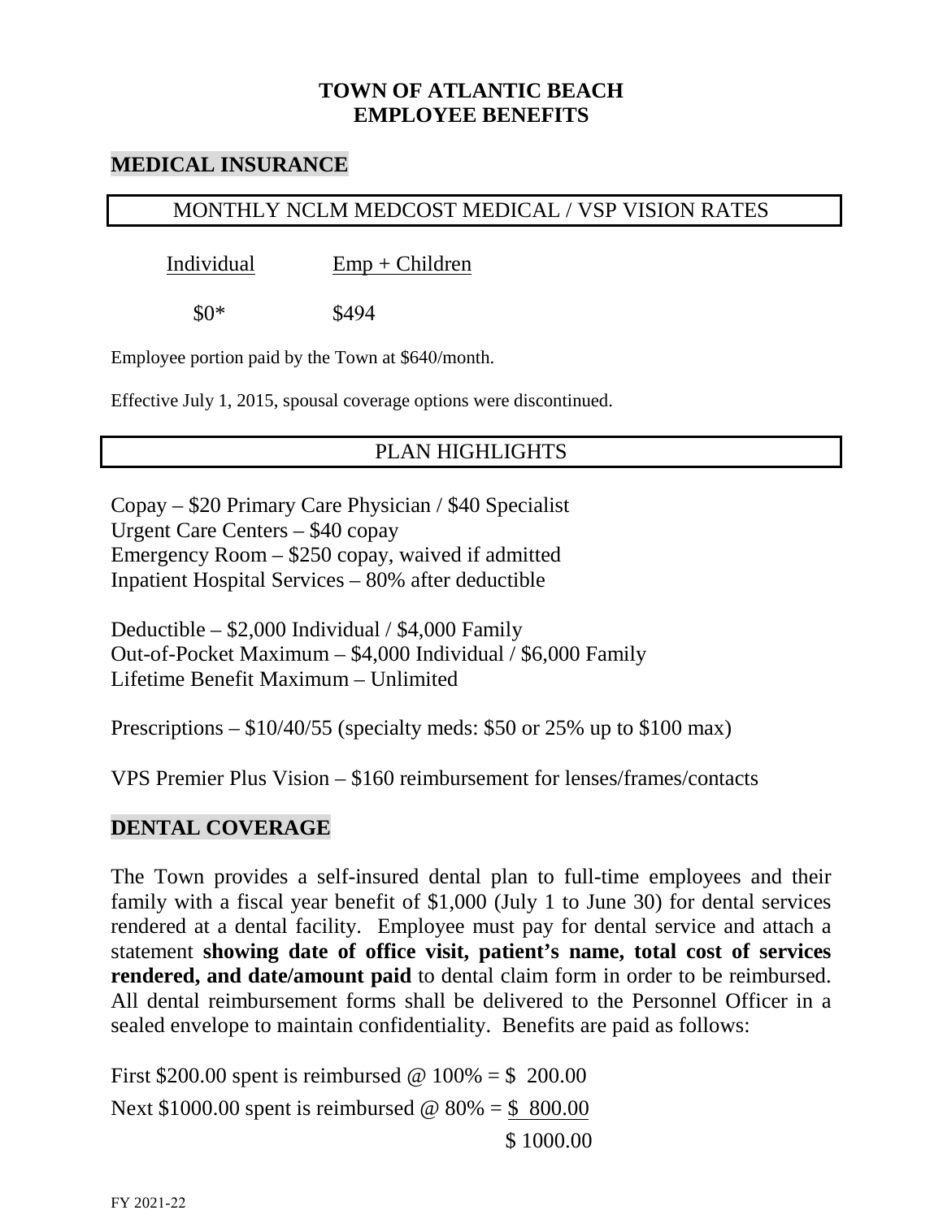# TOWN OF ATLANTIC BEACH
# EMPLOYEE BENEFITS

## MEDICAL INSURANCE

### MONTHLY NCLM MEDCOST MEDICAL / VSP VISION RATES

| Individual | Emp + Children |
|---|---|
| $0* | $494 |

Employee portion paid by the Town at $640/month.

Effective July 1, 2015, spousal coverage options were discontinued.

### PLAN HIGHLIGHTS

Copay – $20 Primary Care Physician / $40 Specialist
Urgent Care Centers – $40 copay
Emergency Room – $250 copay, waived if admitted
Inpatient Hospital Services – 80% after deductible

Deductible – $2,000 Individual / $4,000 Family
Out-of-Pocket Maximum – $4,000 Individual / $6,000 Family
Lifetime Benefit Maximum – Unlimited

Prescriptions – $10/40/55 (specialty meds: $50 or 25% up to $100 max)

VPS Premier Plus Vision – $160 reimbursement for lenses/frames/contacts

## DENTAL COVERAGE

The Town provides a self-insured dental plan to full-time employees and their family with a fiscal year benefit of $1,000 (July 1 to June 30) for dental services rendered at a dental facility. Employee must pay for dental service and attach a statement **showing date of office visit, patient's name, total cost of services rendered, and date/amount paid** to dental claim form in order to be reimbursed. All dental reimbursement forms shall be delivered to the Personnel Officer in a sealed envelope to maintain confidentiality. Benefits are paid as follows:

First $200.00 spent is reimbursed @ 100% = $ 200.00
Next $1000.00 spent is reimbursed @ 80% = $ 800.00
$ 1000.00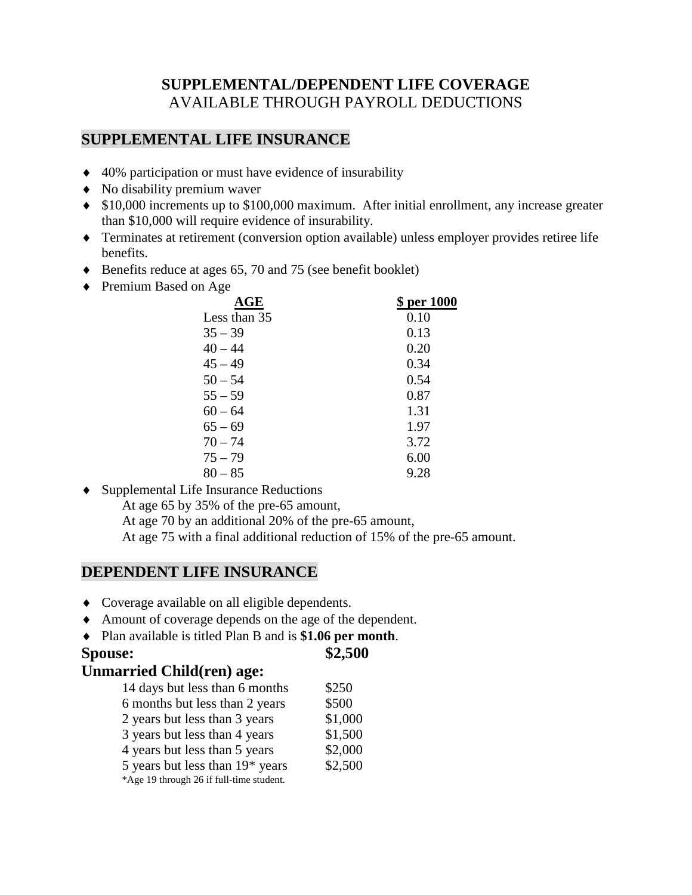# SUPPLEMENTAL/DEPENDENT LIFE COVERAGE

AVAILABLE THROUGH PAYROLL DEDUCTIONS

## SUPPLEMENTAL LIFE INSURANCE

- 40% participation or must have evidence of insurability
- No disability premium waver
- $10,000 increments up to $100,000 maximum. After initial enrollment, any increase greater than $10,000 will require evidence of insurability.
- Terminates at retirement (conversion option available) unless employer provides retiree life benefits.
- Benefits reduce at ages 65, 70 and 75 (see benefit booklet)
- Premium Based on Age

| AGE | $ per 1000 |
|---|---|
| Less than 35 | 0.10 |
| 35 – 39 | 0.13 |
| 40 – 44 | 0.20 |
| 45 – 49 | 0.34 |
| 50 – 54 | 0.54 |
| 55 – 59 | 0.87 |
| 60 – 64 | 1.31 |
| 65 – 69 | 1.97 |
| 70 – 74 | 3.72 |
| 75 – 79 | 6.00 |
| 80 – 85 | 9.28 |

- Supplemental Life Insurance Reductions
  - At age 65 by 35% of the pre-65 amount,
  - At age 70 by an additional 20% of the pre-65 amount,
  - At age 75 with a final additional reduction of 15% of the pre-65 amount.

## DEPENDENT LIFE INSURANCE

- Coverage available on all eligible dependents.
- Amount of coverage depends on the age of the dependent.
- Plan available is titled Plan B and is **$1.06 per month**.

**Spouse:** **$2,500**

**Unmarried Child(ren) age:**

| Age | Amount |
|---|---|
| 14 days but less than 6 months | $250 |
| 6 months but less than 2 years | $500 |
| 2 years but less than 3 years | $1,000 |
| 3 years but less than 4 years | $1,500 |
| 4 years but less than 5 years | $2,000 |
| 5 years but less than 19* years | $2,500 |

*Age 19 through 26 if full-time student.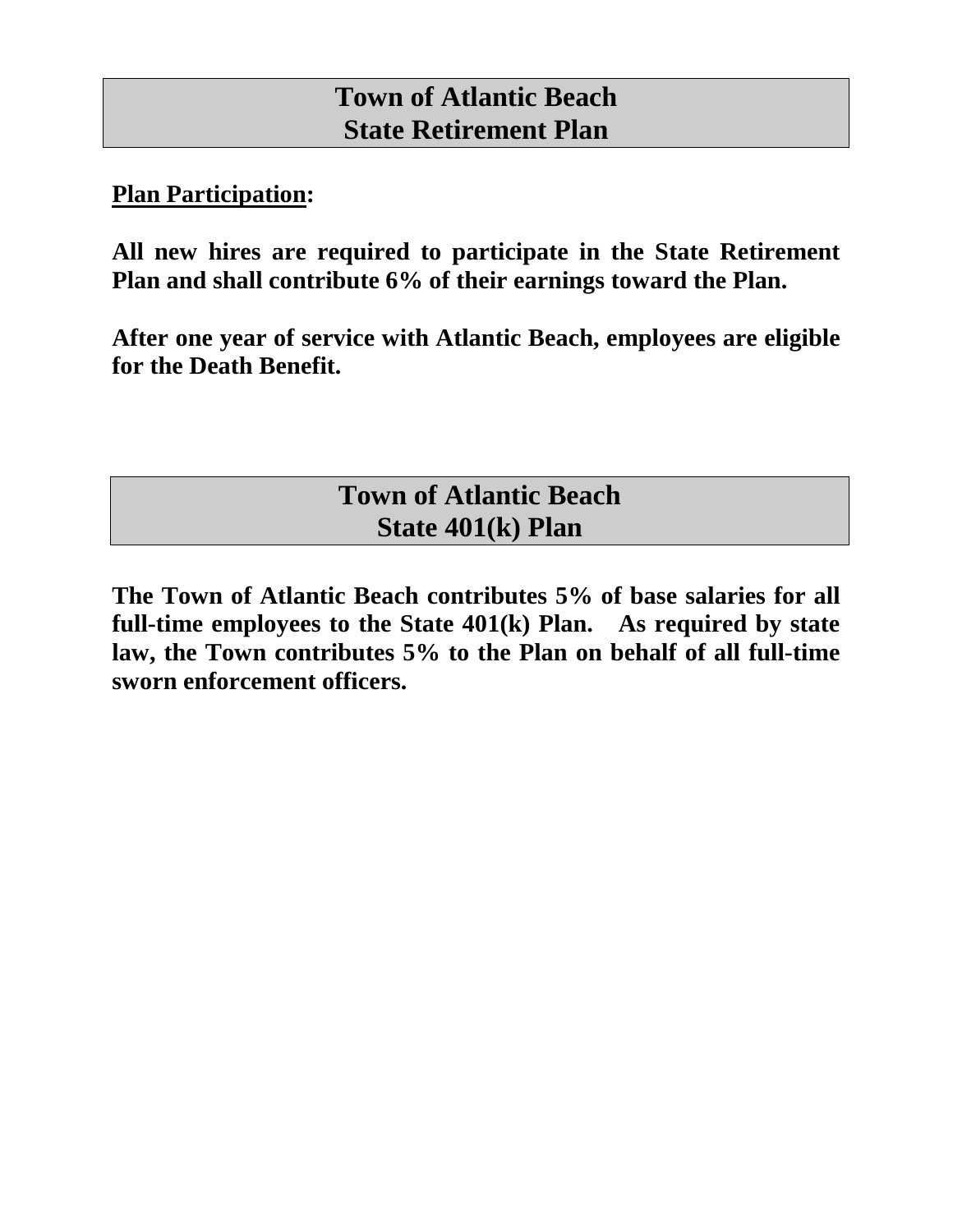# Town of Atlantic Beach
# State Retirement Plan

**Plan Participation:**

**All new hires are required to participate in the State Retirement Plan and shall contribute 6% of their earnings toward the Plan.**

**After one year of service with Atlantic Beach, employees are eligible for the Death Benefit.**

# Town of Atlantic Beach
# State 401(k) Plan

**The Town of Atlantic Beach contributes 5% of base salaries for all full-time employees to the State 401(k) Plan. As required by state law, the Town contributes 5% to the Plan on behalf of all full-time sworn enforcement officers.**